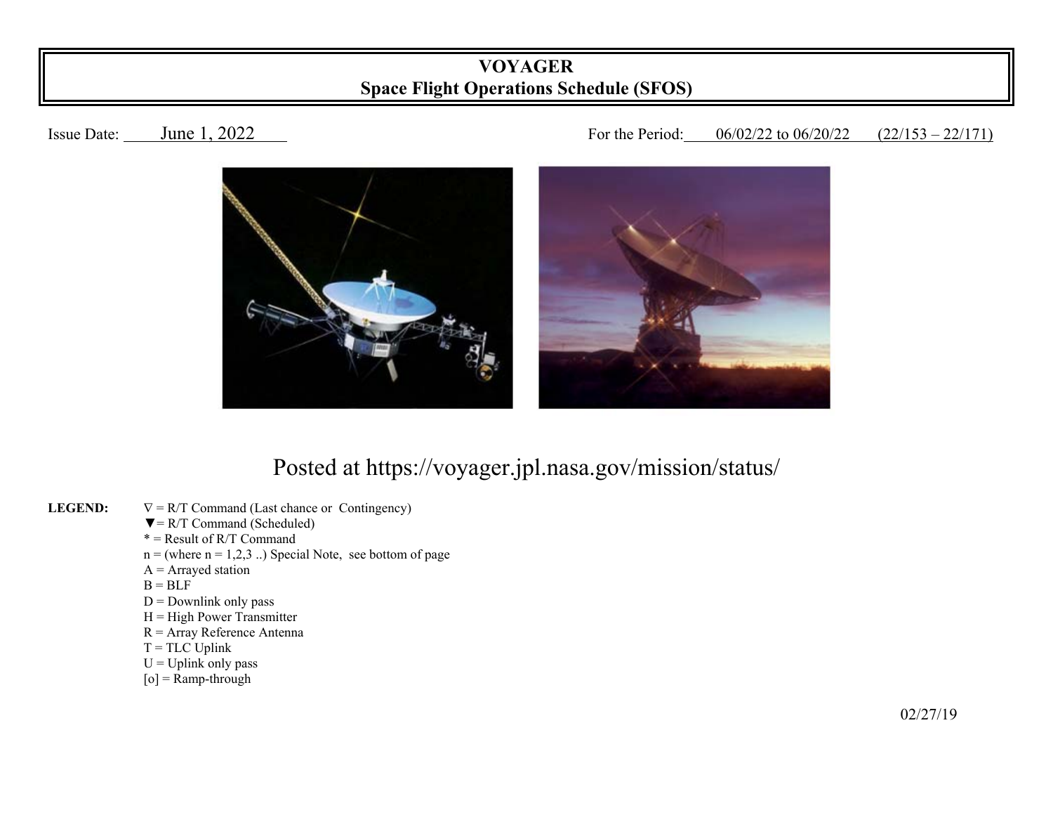# VOYAGER
## Space Flight Operations Schedule (SFOS)

Issue Date: June 1, 2022

For the Period: 06/02/22 to 06/20/22 (22/153 – 22/171)

Posted at https://voyager.jpl.nasa.gov/mission/status/

**LEGEND:**

∇ = R/T Command (Last chance or Contingency)
▼= R/T Command (Scheduled)
* = Result of R/T Command
n = (where n = 1,2,3 ..) Special Note, see bottom of page
A = Arrayed station
B = BLF
D = Downlink only pass
H = High Power Transmitter
R = Array Reference Antenna
T = TLC Uplink
U = Uplink only pass
[o] = Ramp-through

02/27/19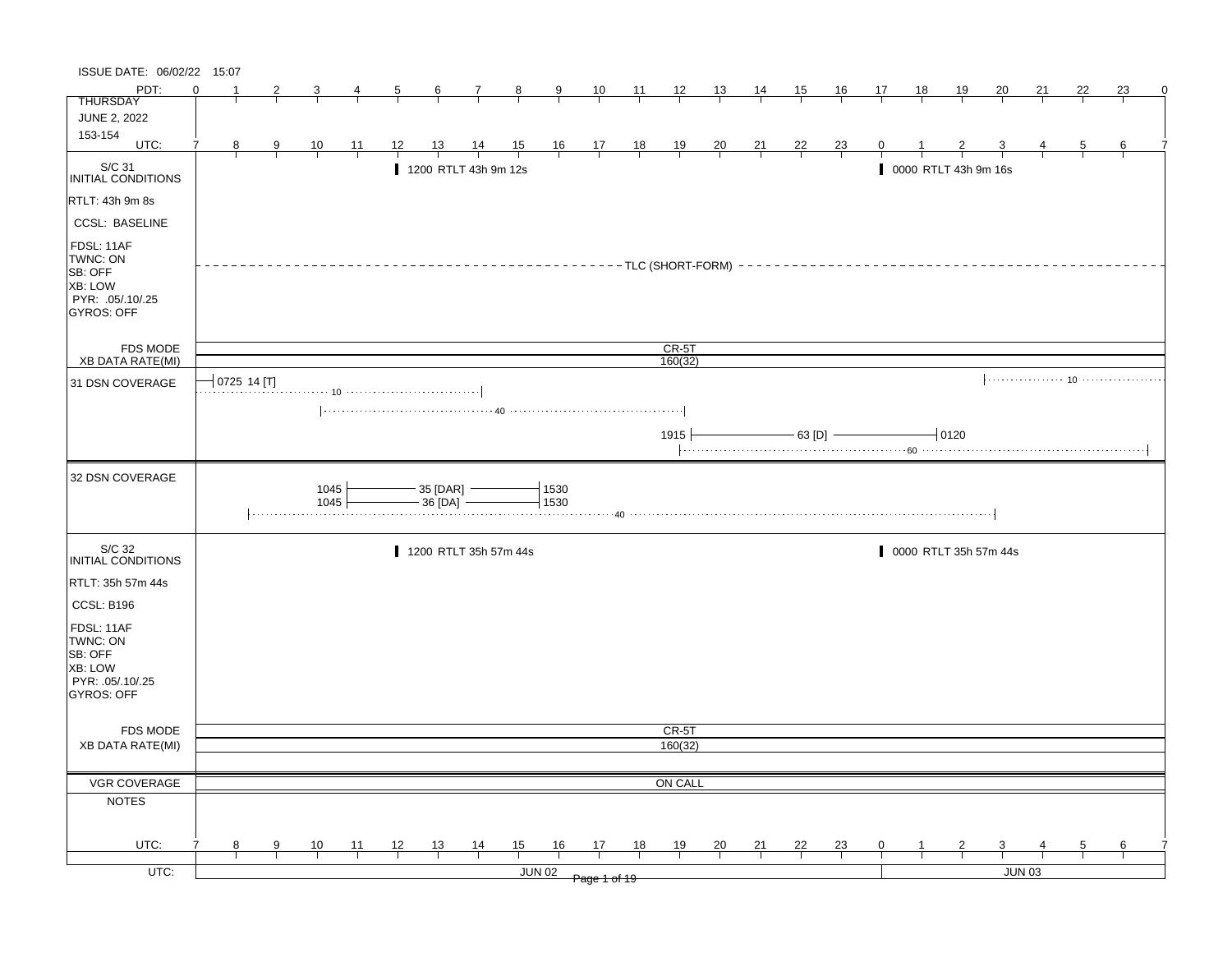ISSUE DATE: 06/02/22 15:07

| PDT: | 0 | 1 | 2 | 3 | 4 | 5 | 6 | 7 | 8 | 9 | 10 | 11 | 12 | 13 | 14 | 15 | 16 | 17 | 18 | 19 | 20 | 21 | 22 | 23 | 0 |
|---|---|---|---|---|---|---|---|---|---|---|---|---|---|---|---|---|---|---|---|---|---|---|---|---|---|
| UTC: | 7 | 8 | 9 | 10 | 11 | 12 | 13 | 14 | 15 | 16 | 17 | 18 | 19 | 20 | 21 | 22 | 23 | 0 | 1 | 2 | 3 | 4 | 5 | 6 | 7 |

THURSDAY
JUNE 2, 2022
153-154

## S/C 31 INITIAL CONDITIONS

- RTLT: 43h 9m 8s
- CCSL: BASELINE
- FDSL: 11AF
- TWNC: ON
- SB: OFF
- XB: LOW
- PYR: .05/.10/.25
- GYROS: OFF

Events:
- 1200 RTLT 43h 9m 12s
- 0000 RTLT 43h 9m 16s
- TLC (SHORT-FORM)

FDS MODE: CR-5T
XB DATA RATE(MI): 160(32)

## 31 DSN COVERAGE

- 0725 14 [T]
- 10 (to ~14 UTC)
- 40 (~10 to ~19 UTC)
- 1915 — 63 [D] — 0120
- 60 (~19 to ~6 UTC)
- 10 (~3 UTC onward)

## 32 DSN COVERAGE

- 1045 — 35 [DAR] — 1530
- 1045 — 36 [DA] — 1530
- 40 (~8 to ~3 UTC)

## S/C 32 INITIAL CONDITIONS

- RTLT: 35h 57m 44s
- CCSL: B196
- FDSL: 11AF
- TWNC: ON
- SB: OFF
- XB: LOW
- PYR: .05/.10/.25
- GYROS: OFF

Events:
- 1200 RTLT 35h 57m 44s
- 0000 RTLT 35h 57m 44s

FDS MODE: CR-5T
XB DATA RATE(MI): 160(32)

VGR COVERAGE: ON CALL

NOTES

UTC: JUN 02 | JUN 03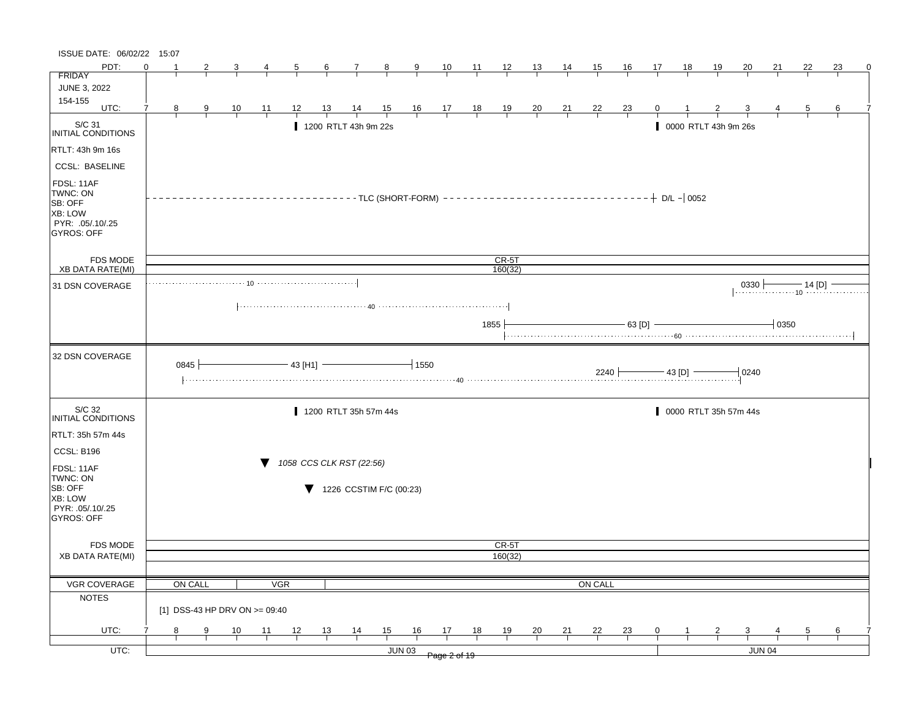ISSUE DATE: 06/02/22 15:07

**FRIDAY**
**JUNE 3, 2022**
**154-155**

PDT: 0 1 2 3 4 5 6 7 8 9 10 11 12 13 14 15 16 17 18 19 20 21 22 23 0

UTC: 7 8 9 10 11 12 13 14 15 16 17 18 19 20 21 22 23 0 1 2 3 4 5 6 7

## S/C 31 INITIAL CONDITIONS

- RTLT: 43h 9m 16s
- CCSL: BASELINE
- FDSL: 11AF
- TWNC: ON
- SB: OFF
- XB: LOW
- PYR: .05/.10/.25
- GYROS: OFF

Events:
- 1200 RTLT 43h 9m 22s
- 0000 RTLT 43h 9m 26s
- TLC (SHORT-FORM) — D/L — 0052

| FDS MODE | CR-5T |
|---|---|
| XB DATA RATE(MI) | 160(32) |

### 31 DSN COVERAGE

- 10 (until ~14 UTC)
- 40 (~10 UTC to ~19 UTC)
- 1855 — 63 [D] — 0350
- 60 (~19 UTC to ~6 UTC)
- 0330 — 14 [D] —
- 10 (from ~3 UTC)

### 32 DSN COVERAGE

- 0845 — 43 [H1] — 1550
- 2240 — 43 [D] — 0240
- 40 (~8 UTC to ~3 UTC)

## S/C 32 INITIAL CONDITIONS

- RTLT: 35h 57m 44s
- CCSL: B196
- FDSL: 11AF
- TWNC: ON
- SB: OFF
- XB: LOW
- PYR: .05/.10/.25
- GYROS: OFF

Events:
- 1200 RTLT 35h 57m 44s
- 0000 RTLT 35h 57m 44s
- *1058 CCS CLK RST (22:56)*
- 1226 CCSTIM F/C (00:23)

| FDS MODE | CR-5T |
|---|---|
| XB DATA RATE(MI) | 160(32) |

## VGR COVERAGE

ON CALL | VGR | ON CALL

## NOTES

[1] DSS-43 HP DRV ON >= 09:40

UTC: JUN 03 | JUN 04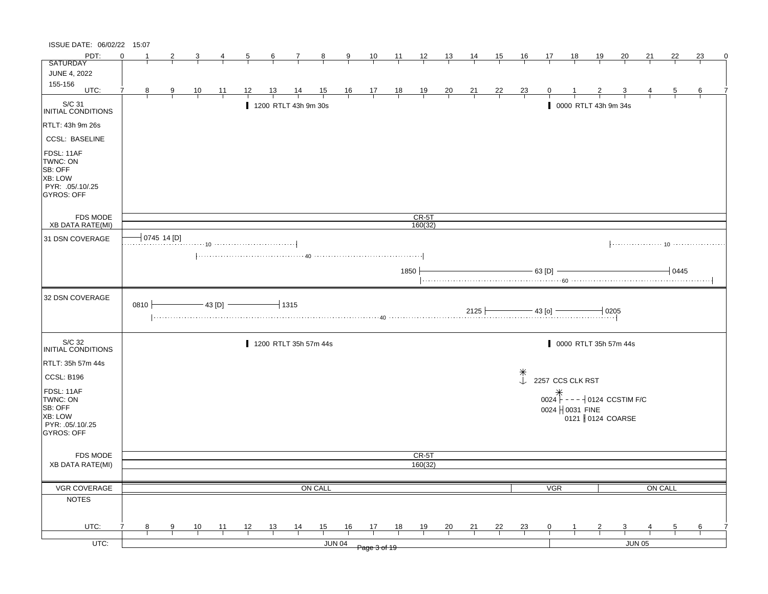ISSUE DATE: 06/02/22 15:07

| PDT: | 0 | 1 | 2 | 3 | 4 | 5 | 6 | 7 | 8 | 9 | 10 | 11 | 12 | 13 | 14 | 15 | 16 | 17 | 18 | 19 | 20 | 21 | 22 | 23 | 0 |
|---|---|---|---|---|---|---|---|---|---|---|---|---|---|---|---|---|---|---|---|---|---|---|---|---|---|
| UTC: | 7 | 8 | 9 | 10 | 11 | 12 | 13 | 14 | 15 | 16 | 17 | 18 | 19 | 20 | 21 | 22 | 23 | 0 | 1 | 2 | 3 | 4 | 5 | 6 | 7 |

SATURDAY
JUNE 4, 2022
155-156

## S/C 31 INITIAL CONDITIONS

RTLT: 43h 9m 26s
CCSL: BASELINE
FDSL: 11AF
TWNC: ON
SB: OFF
XB: LOW
PYR: .05/.10/.25
GYROS: OFF

- 1200 RTLT 43h 9m 30s
- 0000 RTLT 43h 9m 34s

FDS MODE: CR-5T
XB DATA RATE(MI): 160(32)

## 31 DSN COVERAGE

- 0745 14 [D] (10)
- 40
- 1850 — 63 [D] — 0445 (60)
- 10

## 32 DSN COVERAGE

- 0810 — 43 [D] — 1315 (40)
- 2125 — 43 [o] — 0205

## S/C 32 INITIAL CONDITIONS

RTLT: 35h 57m 44s
CCSL: B196
FDSL: 11AF
TWNC: ON
SB: OFF
XB: LOW
PYR: .05/.10/.25
GYROS: OFF

- 1200 RTLT 35h 57m 44s
- 0000 RTLT 35h 57m 44s
- 2257 CCS CLK RST
- 0024 - - - - 0124 CCSTIM F/C
- 0024 0031 FINE
- 0121 0124 COARSE

FDS MODE: CR-5T
XB DATA RATE(MI): 160(32)

VGR COVERAGE: ON CALL | VGR | ON CALL

NOTES

UTC: JUN 04 | JUN 05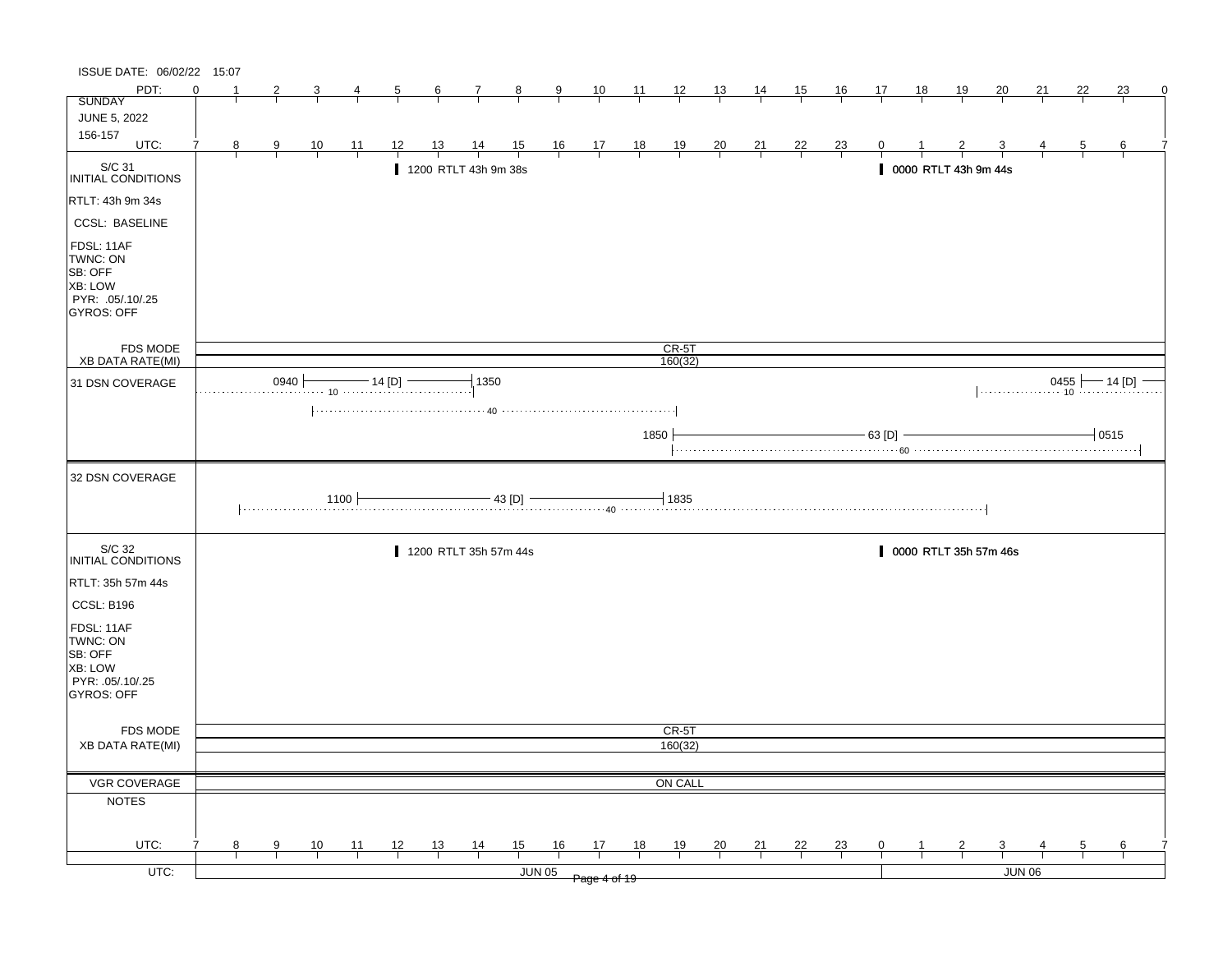ISSUE DATE: 06/02/22 15:07

| PDT: | 0 | 1 | 2 | 3 | 4 | 5 | 6 | 7 | 8 | 9 | 10 | 11 | 12 | 13 | 14 | 15 | 16 | 17 | 18 | 19 | 20 | 21 | 22 | 23 | 0 |
|---|---|---|---|---|---|---|---|---|---|---|---|---|---|---|---|---|---|---|---|---|---|---|---|---|---|
| **SUNDAY** | | | | | | | | | | | | | | | | | | | | | | | | | |
| **JUNE 5, 2022** | | | | | | | | | | | | | | | | | | | | | | | | | |
| **156-157** | | | | | | | | | | | | | | | | | | | | | | | | | |
| UTC: | 7 | 8 | 9 | 10 | 11 | 12 | 13 | 14 | 15 | 16 | 17 | 18 | 19 | 20 | 21 | 22 | 23 | 0 | 1 | 2 | 3 | 4 | 5 | 6 | 7 |

## S/C 31 INITIAL CONDITIONS

- RTLT: 43h 9m 34s
- CCSL: BASELINE
- FDSL: 11AF
- TWNC: ON
- SB: OFF
- XB: LOW
- PYR: .05/.10/.25
- GYROS: OFF

Events:
- 1200 RTLT 43h 9m 38s
- 0000 RTLT 43h 9m 44s

FDS MODE: CR-5T

XB DATA RATE(MI): 160(32)

## 31 DSN COVERAGE

- 0940 — 14 [D] — 1350 (10)
- 40
- 1850 — 63 [D] — 0515 (60)
- 0455 — 14 [D] (10)

## 32 DSN COVERAGE

- 1100 — 43 [D] — 1835 (40)

## S/C 32 INITIAL CONDITIONS

- RTLT: 35h 57m 44s
- CCSL: B196
- FDSL: 11AF
- TWNC: ON
- SB: OFF
- XB: LOW
- PYR: .05/.10/.25
- GYROS: OFF

Events:
- 1200 RTLT 35h 57m 44s
- 0000 RTLT 35h 57m 46s

FDS MODE: CR-5T

XB DATA RATE(MI): 160(32)

## VGR COVERAGE

ON CALL

## NOTES

| UTC: | 7 | 8 | 9 | 10 | 11 | 12 | 13 | 14 | 15 | 16 | 17 | 18 | 19 | 20 | 21 | 22 | 23 | 0 | 1 | 2 | 3 | 4 | 5 | 6 | 7 |
|---|---|---|---|---|---|---|---|---|---|---|---|---|---|---|---|---|---|---|---|---|---|---|---|---|---|

UTC: JUN 05 | JUN 06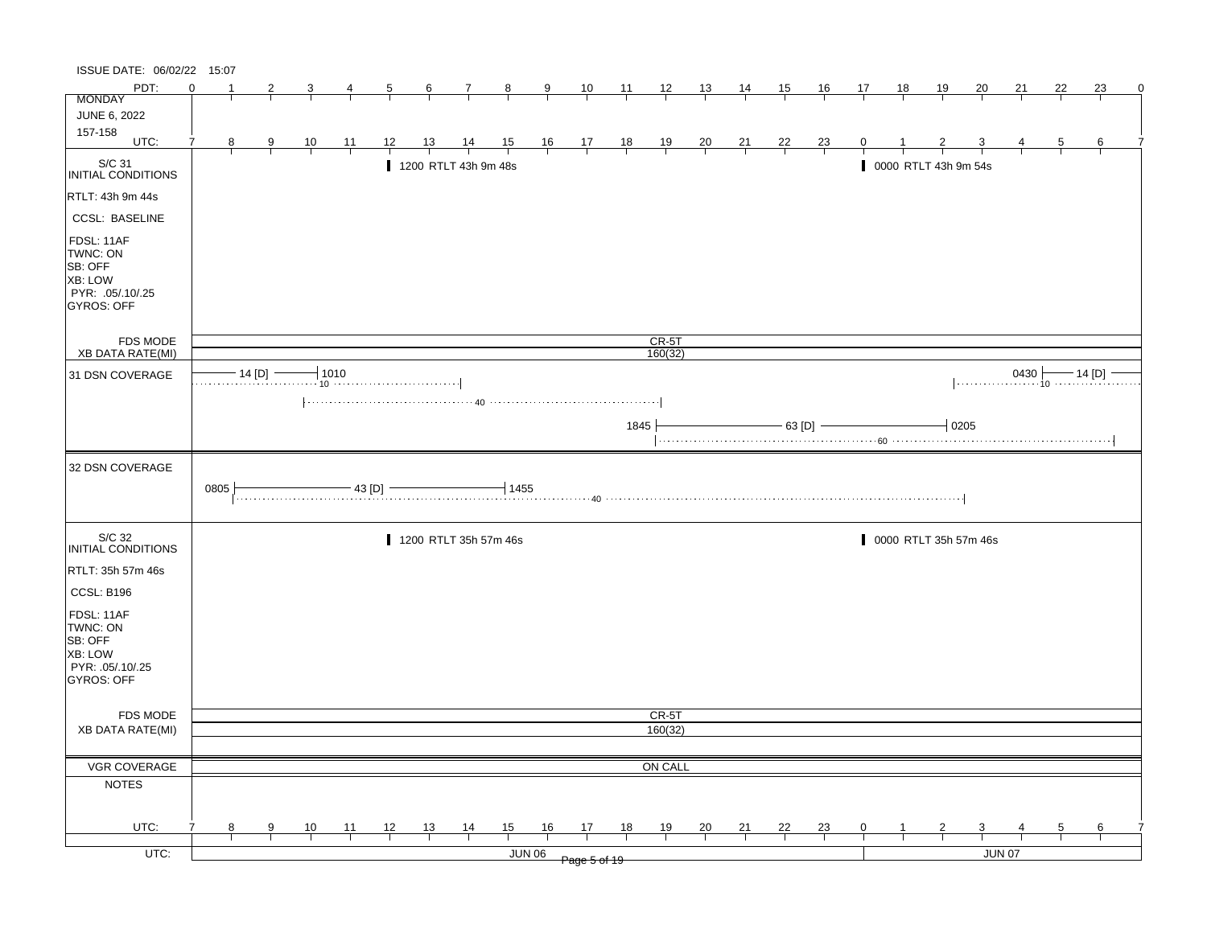ISSUE DATE: 06/02/22 15:07

| PDT: | 0 | 1 | 2 | 3 | 4 | 5 | 6 | 7 | 8 | 9 | 10 | 11 | 12 | 13 | 14 | 15 | 16 | 17 | 18 | 19 | 20 | 21 | 22 | 23 | 0 |
|---|---|---|---|---|---|---|---|---|---|---|---|---|---|---|---|---|---|---|---|---|---|---|---|---|---|
| UTC: | 7 | 8 | 9 | 10 | 11 | 12 | 13 | 14 | 15 | 16 | 17 | 18 | 19 | 20 | 21 | 22 | 23 | 0 | 1 | 2 | 3 | 4 | 5 | 6 | 7 |

MONDAY
JUNE 6, 2022
157-158

**S/C 31 INITIAL CONDITIONS**

RTLT: 43h 9m 44s

CCSL: BASELINE

FDSL: 11AF
TWNC: ON
SB: OFF
XB: LOW
PYR: .05/.10/.25
GYROS: OFF

- 1200 RTLT 43h 9m 48s
- 0000 RTLT 43h 9m 54s

FDS MODE: CR-5T
XB DATA RATE(MI): 160(32)

**31 DSN COVERAGE**

- 14 [D] — until 1010 (10)
- 40 (approx. 1010–1845)
- 1845 — 63 [D] — 0205 (60)
- 0430 — 14 [D] (10)

**32 DSN COVERAGE**

- 0805 — 43 [D] — 1455 (40)

**S/C 32 INITIAL CONDITIONS**

RTLT: 35h 57m 46s

CCSL: B196

FDSL: 11AF
TWNC: ON
SB: OFF
XB: LOW
PYR: .05/.10/.25
GYROS: OFF

- 1200 RTLT 35h 57m 46s
- 0000 RTLT 35h 57m 46s

FDS MODE: CR-5T
XB DATA RATE(MI): 160(32)

VGR COVERAGE: ON CALL

NOTES

UTC: JUN 06 | JUN 07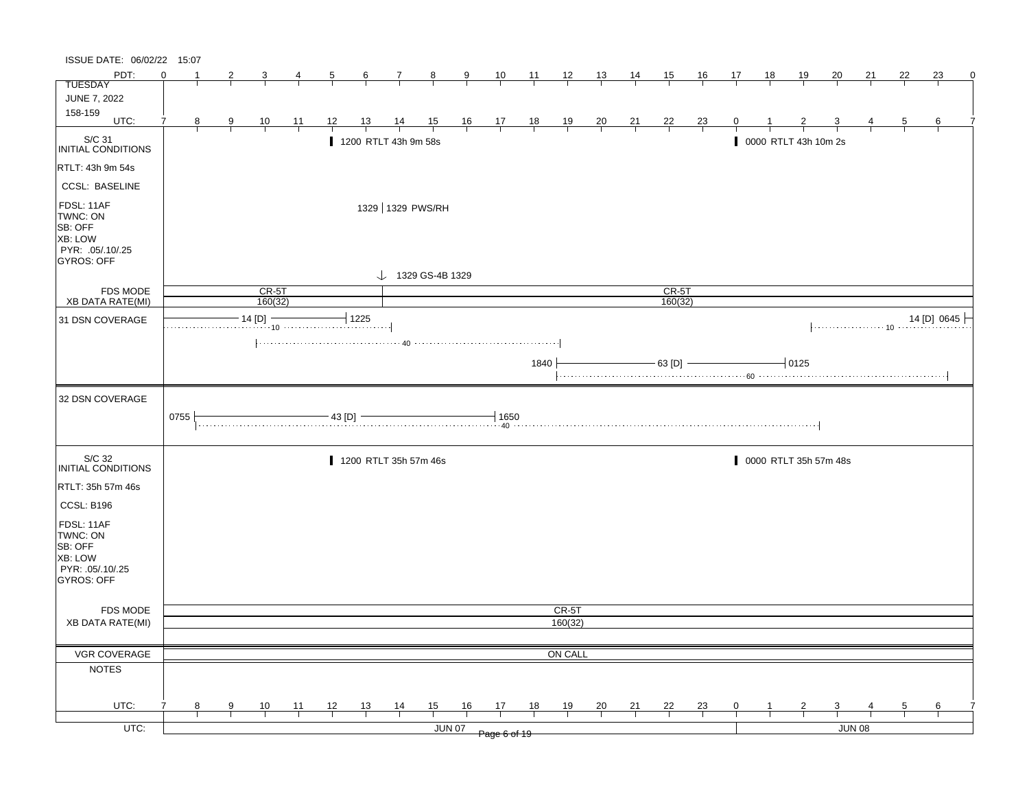ISSUE DATE: 06/02/22 15:07

**TUESDAY**
**JUNE 7, 2022**
**158-159**

PDT: 0 1 2 3 4 5 6 7 8 9 10 11 12 13 14 15 16 17 18 19 20 21 22 23 0

UTC: 7 8 9 10 11 12 13 14 15 16 17 18 19 20 21 22 23 0 1 2 3 4 5 6 7

## S/C 31 INITIAL CONDITIONS

- RTLT: 43h 9m 54s
- CCSL: BASELINE
- FDSL: 11AF
- TWNC: ON
- SB: OFF
- XB: LOW
- PYR: .05/.10/.25
- GYROS: OFF

Events:
- 1200 RTLT 43h 9m 58s
- 0000 RTLT 43h 10m 2s
- 1329 | 1329 PWS/RH
- 1329 GS-4B 1329

| FDS MODE | CR-5T | CR-5T |
|---|---|---|
| XB DATA RATE(MI) | 160(32) | 160(32) |

## 31 DSN COVERAGE

- 14 [D] — 1225 (10)
- 40
- 1840 — 63 [D] — 0125 (60)
- 14 [D] 0645 (10)

## 32 DSN COVERAGE

- 0755 — 43 [D] — 1650 (40)

## S/C 32 INITIAL CONDITIONS

- RTLT: 35h 57m 46s
- CCSL: B196
- FDSL: 11AF
- TWNC: ON
- SB: OFF
- XB: LOW
- PYR: .05/.10/.25
- GYROS: OFF

Events:
- 1200 RTLT 35h 57m 46s
- 0000 RTLT 35h 57m 48s

| FDS MODE | CR-5T |
|---|---|
| XB DATA RATE(MI) | 160(32) |

| VGR COVERAGE | ON CALL |
|---|---|

**NOTES**

UTC: 7 8 9 10 11 12 13 14 15 16 17 18 19 20 21 22 23 0 1 2 3 4 5 6 7

UTC: JUN 07 | JUN 08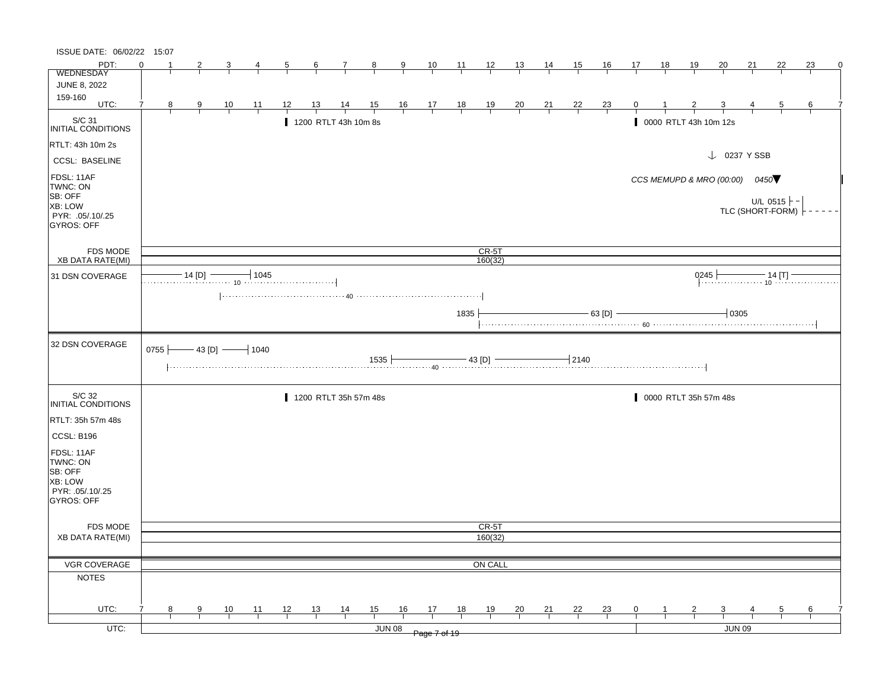ISSUE DATE: 06/02/22 15:07

| PDT: | 0 | 1 | 2 | 3 | 4 | 5 | 6 | 7 | 8 | 9 | 10 | 11 | 12 | 13 | 14 | 15 | 16 | 17 | 18 | 19 | 20 | 21 | 22 | 23 | 0 |
|---|---|---|---|---|---|---|---|---|---|---|---|---|---|---|---|---|---|---|---|---|---|---|---|---|---|
| WEDNESDAY | | | | | | | | | | | | | | | | | | | | | | | | | |
| JUNE 8, 2022 | | | | | | | | | | | | | | | | | | | | | | | | | |
| 159-160 | | | | | | | | | | | | | | | | | | | | | | | | | |
| UTC: | 7 | 8 | 9 | 10 | 11 | 12 | 13 | 14 | 15 | 16 | 17 | 18 | 19 | 20 | 21 | 22 | 23 | 0 | 1 | 2 | 3 | 4 | 5 | 6 | 7 |

## S/C 31 INITIAL CONDITIONS

- RTLT: 43h 10m 2s
- CCSL: BASELINE
- FDSL: 11AF
- TWNC: ON
- SB: OFF
- XB: LOW
- PYR: .05/.10/.25
- GYROS: OFF

Events:
- 1200 RTLT 43h 10m 8s
- 0000 RTLT 43h 10m 12s
- 0237 Y SSB
- *CCS MEMUPD & MRO (00:00)* *0450*
- U/L 0515
- TLC (SHORT-FORM)

FDS MODE: CR-5T

XB DATA RATE(MI): 160(32)

### 31 DSN COVERAGE

- 14 [D] – 1045 (10)
- (40)
- 1835 – 63 [D] – 0305 (60)
- 0245 – 14 [T] (10)

### 32 DSN COVERAGE

- 0755 – 43 [D] – 1040
- 1535 – 43 [D] – 2140 (40)

## S/C 32 INITIAL CONDITIONS

- RTLT: 35h 57m 48s
- CCSL: B196
- FDSL: 11AF
- TWNC: ON
- SB: OFF
- XB: LOW
- PYR: .05/.10/.25
- GYROS: OFF

Events:
- 1200 RTLT 35h 57m 48s
- 0000 RTLT 35h 57m 48s

FDS MODE: CR-5T

XB DATA RATE(MI): 160(32)

VGR COVERAGE: ON CALL

NOTES

| UTC: | 7 | 8 | 9 | 10 | 11 | 12 | 13 | 14 | 15 | 16 | 17 | 18 | 19 | 20 | 21 | 22 | 23 | 0 | 1 | 2 | 3 | 4 | 5 | 6 | 7 |
|---|---|---|---|---|---|---|---|---|---|---|---|---|---|---|---|---|---|---|---|---|---|---|---|---|---|

UTC: JUN 08 | JUN 09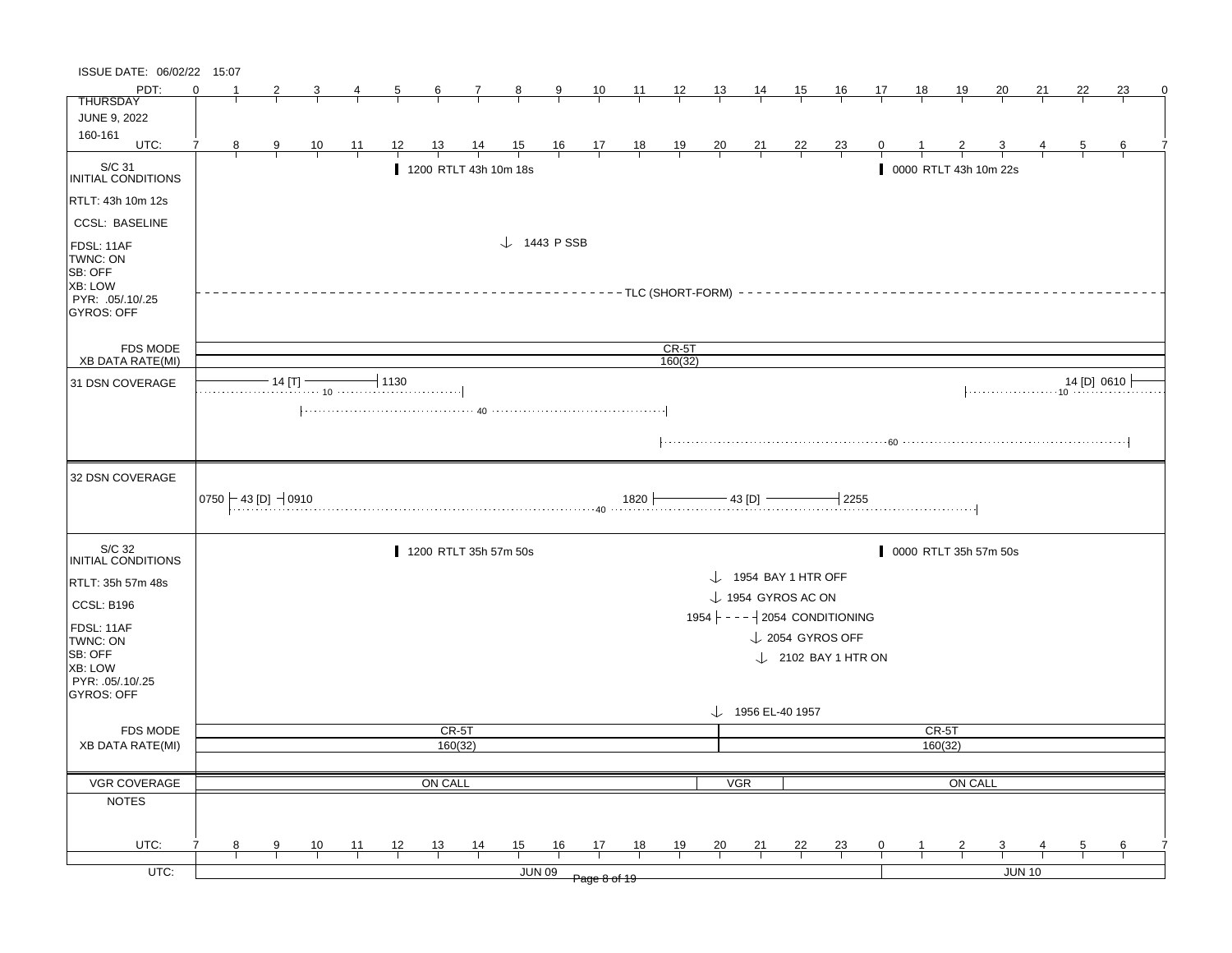ISSUE DATE: 06/02/22 15:07

**THURSDAY**
**JUNE 9, 2022**
**160-161**

| PDT | 0 | 1 | 2 | 3 | 4 | 5 | 6 | 7 | 8 | 9 | 10 | 11 | 12 | 13 | 14 | 15 | 16 | 17 | 18 | 19 | 20 | 21 | 22 | 23 | 0 |
|---|---|---|---|---|---|---|---|---|---|---|---|---|---|---|---|---|---|---|---|---|---|---|---|---|---|
| UTC | 7 | 8 | 9 | 10 | 11 | 12 | 13 | 14 | 15 | 16 | 17 | 18 | 19 | 20 | 21 | 22 | 23 | 0 | 1 | 2 | 3 | 4 | 5 | 6 | 7 |

## S/C 31 INITIAL CONDITIONS

- RTLT: 43h 10m 12s
- CCSL: BASELINE
- FDSL: 11AF
- TWNC: ON
- SB: OFF
- XB: LOW
- PYR: .05/.10/.25
- GYROS: OFF

Events:
- 1200 RTLT 43h 10m 18s
- 0000 RTLT 43h 10m 22s
- 1443 P SSB
- TLC (SHORT-FORM) (all day)

FDS MODE: CR-5T

XB DATA RATE(MI): 160(32)

## 31 DSN COVERAGE

- 14 [T] — 1130 (10)
- 40
- 60
- 14 [D] 0610 (10)

## 32 DSN COVERAGE

- 0750 — 43 [D] — 0910
- 1820 — 43 [D] — 2255 (40)

## S/C 32 INITIAL CONDITIONS

- RTLT: 35h 57m 48s
- CCSL: B196
- FDSL: 11AF
- TWNC: ON
- SB: OFF
- XB: LOW
- PYR: .05/.10/.25
- GYROS: OFF

Events:
- 1200 RTLT 35h 57m 50s
- 0000 RTLT 35h 57m 50s
- 1954 BAY 1 HTR OFF
- 1954 GYROS AC ON
- 1954 - - - - 2054 CONDITIONING
- 2054 GYROS OFF
- 2102 BAY 1 HTR ON
- 1956 EL-40 1957

FDS MODE: CR-5T | CR-5T

XB DATA RATE(MI): 160(32) | 160(32)

## VGR COVERAGE

ON CALL | VGR | ON CALL

## NOTES

UTC: JUN 09 | JUN 10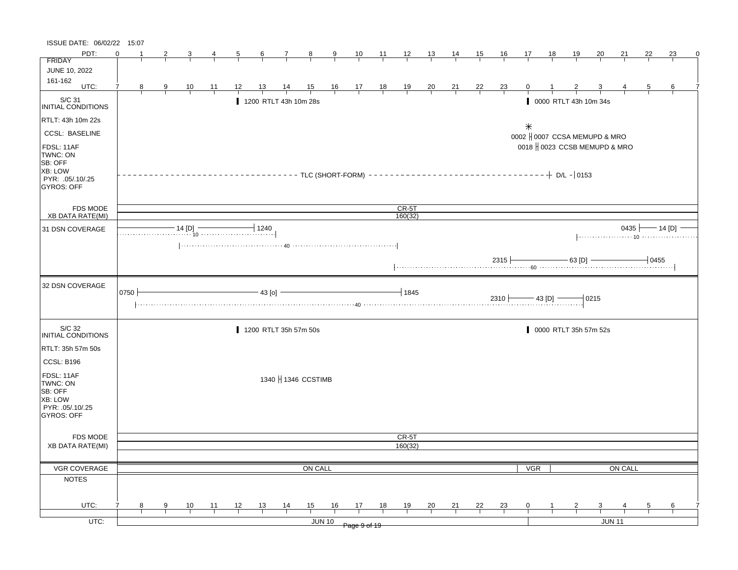ISSUE DATE: 06/02/22 15:07

| PDT: | 0 | 1 | 2 | 3 | 4 | 5 | 6 | 7 | 8 | 9 | 10 | 11 | 12 | 13 | 14 | 15 | 16 | 17 | 18 | 19 | 20 | 21 | 22 | 23 | 0 |
|---|---|---|---|---|---|---|---|---|---|---|---|---|---|---|---|---|---|---|---|---|---|---|---|---|---|
| UTC: | 7 | 8 | 9 | 10 | 11 | 12 | 13 | 14 | 15 | 16 | 17 | 18 | 19 | 20 | 21 | 22 | 23 | 0 | 1 | 2 | 3 | 4 | 5 | 6 | 7 |

FRIDAY
JUNE 10, 2022
161-162

## S/C 31 INITIAL CONDITIONS

- RTLT: 43h 10m 22s
- CCSL: BASELINE
- FDSL: 11AF
- TWNC: ON
- SB: OFF
- XB: LOW
- PYR: .05/.10/.25
- GYROS: OFF

Events:
- 1200 RTLT 43h 10m 28s
- 0000 RTLT 43h 10m 34s
- \*
- 0002 ‖ 0007 CCSA MEMUPD & MRO
- 0018 ‖ 0023 CCSB MEMUPD & MRO
- TLC (SHORT-FORM) — D/L - 0153

FDS MODE: CR-5T
XB DATA RATE(MI): 160(32)

## 31 DSN COVERAGE

- 14 [D] — 1240 (10)
- (40)
- 0435 — 14 [D] (10)
- 2315 — 63 [D] — 0455 (60)

## 32 DSN COVERAGE

- 0750 — 43 [o] — 1845 (40)
- 2310 — 43 [D] — 0215

## S/C 32 INITIAL CONDITIONS

- RTLT: 35h 57m 50s
- CCSL: B196
- FDSL: 11AF
- TWNC: ON
- SB: OFF
- XB: LOW
- PYR: .05/.10/.25
- GYROS: OFF

Events:
- 1200 RTLT 35h 57m 50s
- 0000 RTLT 35h 57m 52s
- 1340 ‖ 1346 CCSTIMB

FDS MODE: CR-5T
XB DATA RATE(MI): 160(32)

## VGR COVERAGE

ON CALL | VGR | ON CALL

## NOTES

UTC: JUN 10 | JUN 11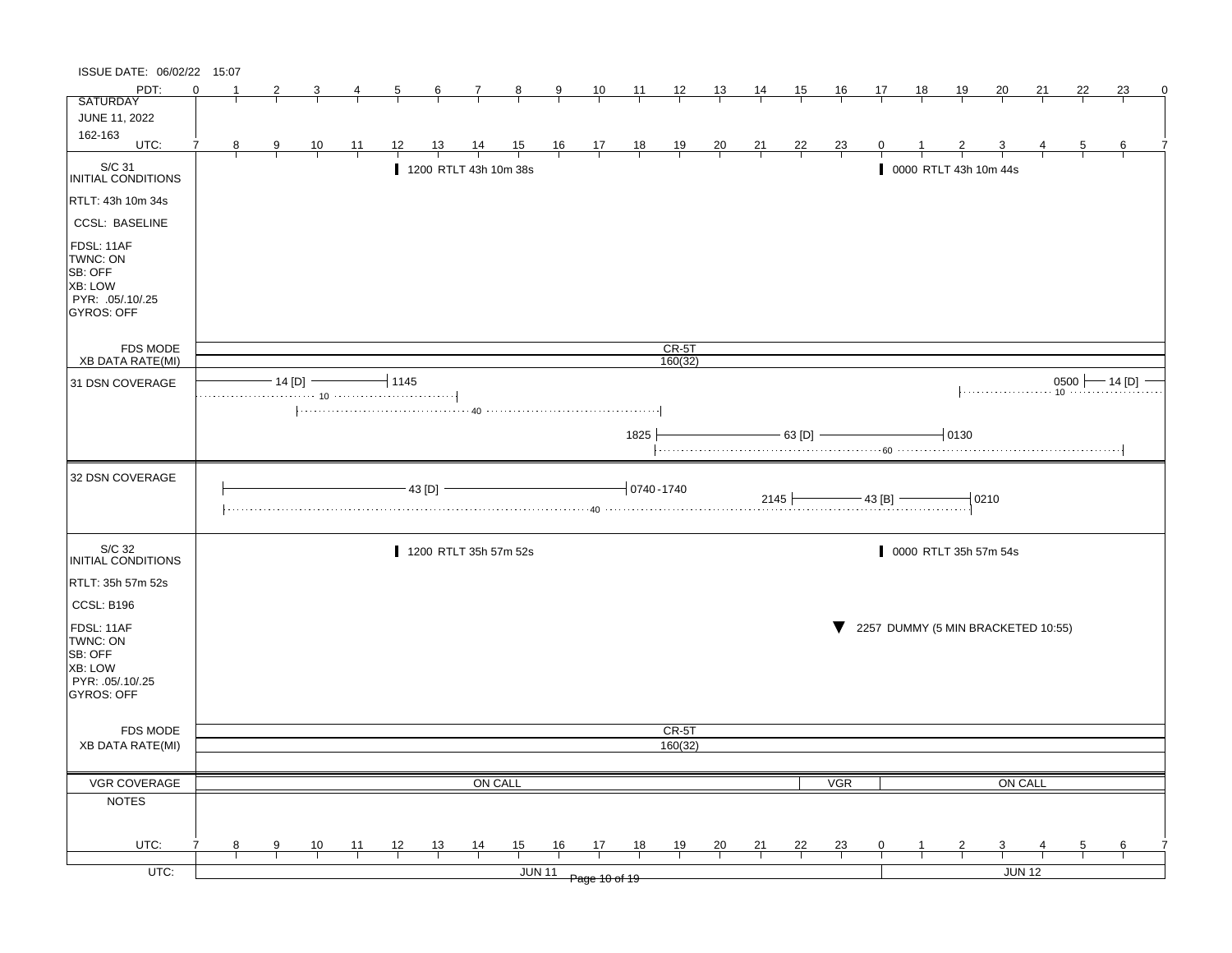ISSUE DATE: 06/02/22 15:07

**SATURDAY**
**JUNE 11, 2022**
**162-163**

| PDT: | 0 | 1 | 2 | 3 | 4 | 5 | 6 | 7 | 8 | 9 | 10 | 11 | 12 | 13 | 14 | 15 | 16 | 17 | 18 | 19 | 20 | 21 | 22 | 23 | 0 |
|---|---|---|---|---|---|---|---|---|---|---|---|---|---|---|---|---|---|---|---|---|---|---|---|---|---|
| UTC: | 7 | 8 | 9 | 10 | 11 | 12 | 13 | 14 | 15 | 16 | 17 | 18 | 19 | 20 | 21 | 22 | 23 | 0 | 1 | 2 | 3 | 4 | 5 | 6 | 7 |

## S/C 31 INITIAL CONDITIONS

- RTLT: 43h 10m 34s
- CCSL: BASELINE
- FDSL: 11AF
- TWNC: ON
- SB: OFF
- XB: LOW
- PYR: .05/.10/.25
- GYROS: OFF

Events:
- 1200 RTLT 43h 10m 38s
- 0000 RTLT 43h 10m 44s

FDS MODE: CR-5T
XB DATA RATE(MI): 160(32)

**31 DSN COVERAGE**
- 14 [D] (until 1145); 10
- 40
- 1825 — 63 [D] — 0130; 60
- 0500 — 14 [D]; 10

**32 DSN COVERAGE**
- 43 [D] 0740-1740; 40
- 2145 — 43 [B] — 0210

## S/C 32 INITIAL CONDITIONS

- RTLT: 35h 57m 52s
- CCSL: B196
- FDSL: 11AF
- TWNC: ON
- SB: OFF
- XB: LOW
- PYR: .05/.10/.25
- GYROS: OFF

Events:
- 1200 RTLT 35h 57m 52s
- 0000 RTLT 35h 57m 54s
- 2257 DUMMY (5 MIN BRACKETED 10:55)

FDS MODE: CR-5T
XB DATA RATE(MI): 160(32)

**VGR COVERAGE**: ON CALL — VGR — ON CALL

**NOTES**

UTC: JUN 11 | JUN 12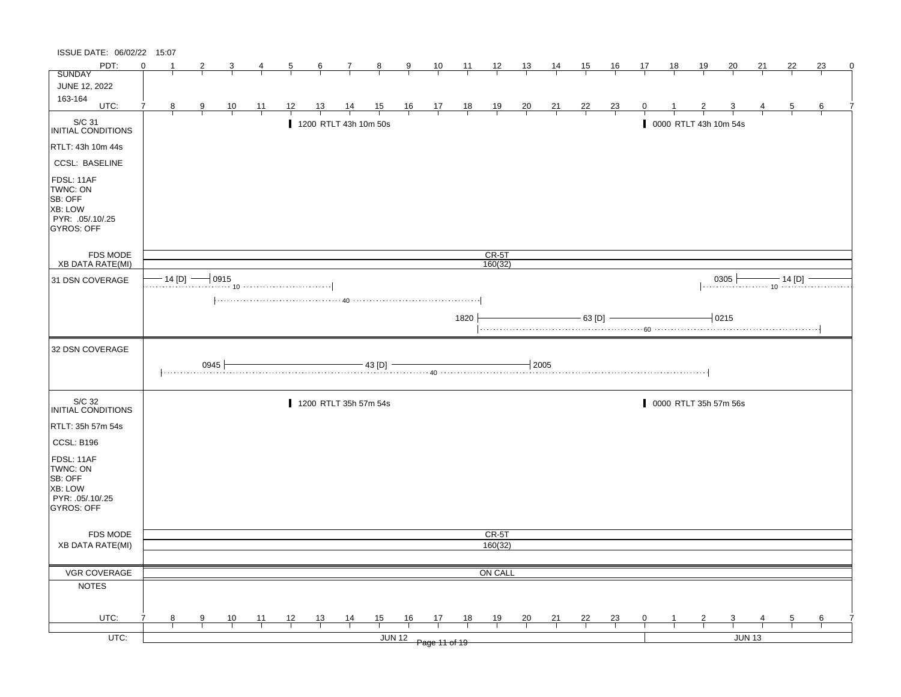ISSUE DATE: 06/02/22 15:07

| PDT: | 0 | 1 | 2 | 3 | 4 | 5 | 6 | 7 | 8 | 9 | 10 | 11 | 12 | 13 | 14 | 15 | 16 | 17 | 18 | 19 | 20 | 21 | 22 | 23 | 0 |
|---|---|---|---|---|---|---|---|---|---|---|---|---|---|---|---|---|---|---|---|---|---|---|---|---|---|
| SUNDAY<br>JUNE 12, 2022<br>163-164<br>UTC: | 7 | 8 | 9 | 10 | 11 | 12 | 13 | 14 | 15 | 16 | 17 | 18 | 19 | 20 | 21 | 22 | 23 | 0 | 1 | 2 | 3 | 4 | 5 | 6 | 7 |

**S/C 31 INITIAL CONDITIONS**

- RTLT: 43h 10m 44s
- CCSL: BASELINE
- FDSL: 11AF
- TWNC: ON
- SB: OFF
- XB: LOW
- PYR: .05/.10/.25
- GYROS: OFF

Events: 1200 RTLT 43h 10m 50s; 0000 RTLT 43h 10m 54s

FDS MODE: CR-5T

XB DATA RATE(MI): 160(32)

**31 DSN COVERAGE**

- 14 [D] — 0915 (10)
- 40 (0915–1820)
- 1820 — 63 [D] — 0215 (60)
- 0305 — 14 [D] (10)

**32 DSN COVERAGE**

- 0945 — 43 [D] — 2005 (40)

**S/C 32 INITIAL CONDITIONS**

- RTLT: 35h 57m 54s
- CCSL: B196
- FDSL: 11AF
- TWNC: ON
- SB: OFF
- XB: LOW
- PYR: .05/.10/.25
- GYROS: OFF

Events: 1200 RTLT 35h 57m 54s; 0000 RTLT 35h 57m 56s

FDS MODE: CR-5T

XB DATA RATE(MI): 160(32)

VGR COVERAGE: ON CALL

NOTES

UTC: 7 8 9 10 11 12 13 14 15 16 17 18 19 20 21 22 23 0 1 2 3 4 5 6 7

UTC: JUN 12 | JUN 13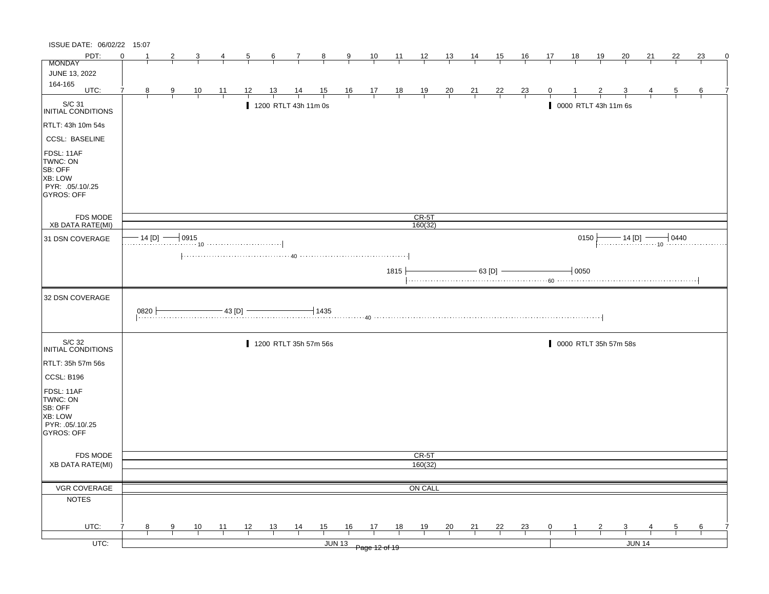ISSUE DATE: 06/02/22 15:07

**MONDAY**
**JUNE 13, 2022**
**164-165**

| PDT: | 0 | 1 | 2 | 3 | 4 | 5 | 6 | 7 | 8 | 9 | 10 | 11 | 12 | 13 | 14 | 15 | 16 | 17 | 18 | 19 | 20 | 21 | 22 | 23 | 0 |
|---|---|---|---|---|---|---|---|---|---|---|---|---|---|---|---|---|---|---|---|---|---|---|---|---|---|
| UTC: | 7 | 8 | 9 | 10 | 11 | 12 | 13 | 14 | 15 | 16 | 17 | 18 | 19 | 20 | 21 | 22 | 23 | 0 | 1 | 2 | 3 | 4 | 5 | 6 | 7 |

## S/C 31 INITIAL CONDITIONS

- RTLT: 43h 10m 54s
- CCSL: BASELINE
- FDSL: 11AF
- TWNC: ON
- SB: OFF
- XB: LOW
- PYR: .05/.10/.25
- GYROS: OFF

Events:
- 1200 RTLT 43h 11m 0s
- 0000 RTLT 43h 11m 6s

FDS MODE: CR-5T

XB DATA RATE(MI): 160(32)

### 31 DSN COVERAGE

- 14 [D] — 0915 (10)
- (40)
- 1815 — 63 [D] — 0050 (60)
- 0150 — 14 [D] — 0440 (10)

### 32 DSN COVERAGE

- 0820 — 43 [D] — 1435 (40)

## S/C 32 INITIAL CONDITIONS

- RTLT: 35h 57m 56s
- CCSL: B196
- FDSL: 11AF
- TWNC: ON
- SB: OFF
- XB: LOW
- PYR: .05/.10/.25
- GYROS: OFF

Events:
- 1200 RTLT 35h 57m 56s
- 0000 RTLT 35h 57m 58s

FDS MODE: CR-5T

XB DATA RATE(MI): 160(32)

VGR COVERAGE: ON CALL

NOTES

| UTC: | 7 | 8 | 9 | 10 | 11 | 12 | 13 | 14 | 15 | 16 | 17 | 18 | 19 | 20 | 21 | 22 | 23 | 0 | 1 | 2 | 3 | 4 | 5 | 6 | 7 |
|---|---|---|---|---|---|---|---|---|---|---|---|---|---|---|---|---|---|---|---|---|---|---|---|---|---|

UTC: JUN 13 | JUN 14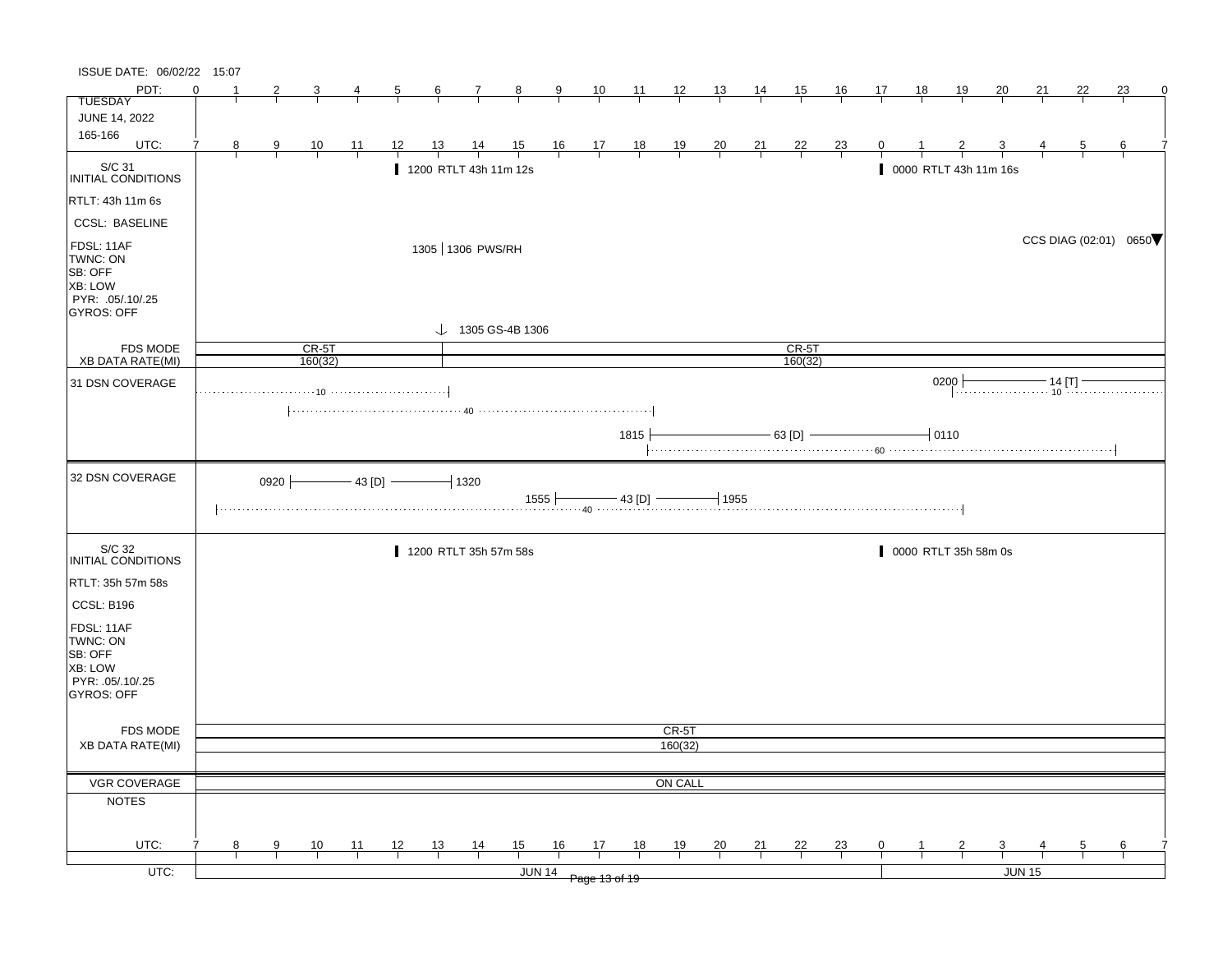ISSUE DATE: 06/02/22 15:07

| PDT: | 0 | 1 | 2 | 3 | 4 | 5 | 6 | 7 | 8 | 9 | 10 | 11 | 12 | 13 | 14 | 15 | 16 | 17 | 18 | 19 | 20 | 21 | 22 | 23 | 0 |
|---|---|---|---|---|---|---|---|---|---|---|---|---|---|---|---|---|---|---|---|---|---|---|---|---|---|
| TUESDAY JUNE 14, 2022 165-166 | | | | | | | | | | | | | | | | | | | | | | | | | |
| UTC: | 7 | 8 | 9 | 10 | 11 | 12 | 13 | 14 | 15 | 16 | 17 | 18 | 19 | 20 | 21 | 22 | 23 | 0 | 1 | 2 | 3 | 4 | 5 | 6 | 7 |

**S/C 31 INITIAL CONDITIONS**

RTLT: 43h 11m 6s
CCSL: BASELINE
FDSL: 11AF
TWNC: ON
SB: OFF
XB: LOW
PYR: .05/.10/.25
GYROS: OFF

- 1200 RTLT 43h 11m 12s
- 0000 RTLT 43h 11m 16s
- CCS DIAG (02:01) 0650
- 1305 | 1306 PWS/RH
- 1305 GS-4B 1306

| FDS MODE | CR-5T (to 1305) | CR-5T (from 1305) |
|---|---|---|
| XB DATA RATE(MI) | 160(32) | 160(32) |

**31 DSN COVERAGE**

- 10 (to 1320)
- 0200 — 14 [T] — (10)
- 40 (0920 – 1815)
- 1815 — 63 [D] — 0110
- 60 (1815 – 0610)

**32 DSN COVERAGE**

- 0920 — 43 [D] — 1320
- 1555 — 43 [D] — 1955
- 40 (0730 – 0200)

**S/C 32 INITIAL CONDITIONS**

RTLT: 35h 57m 58s
CCSL: B196
FDSL: 11AF
TWNC: ON
SB: OFF
XB: LOW
PYR: .05/.10/.25
GYROS: OFF

- 1200 RTLT 35h 57m 58s
- 0000 RTLT 35h 58m 0s

| FDS MODE | CR-5T |
|---|---|
| XB DATA RATE(MI) | 160(32) |

| VGR COVERAGE | ON CALL |
|---|---|
| NOTES | |

| UTC: | 7 | 8 | 9 | 10 | 11 | 12 | 13 | 14 | 15 | 16 | 17 | 18 | 19 | 20 | 21 | 22 | 23 | 0 | 1 | 2 | 3 | 4 | 5 | 6 | 7 |
|---|---|---|---|---|---|---|---|---|---|---|---|---|---|---|---|---|---|---|---|---|---|---|---|---|---|
| UTC: | JUN 14 | | | | | | | | | | | | | | | | | JUN 15 | | | | | | | |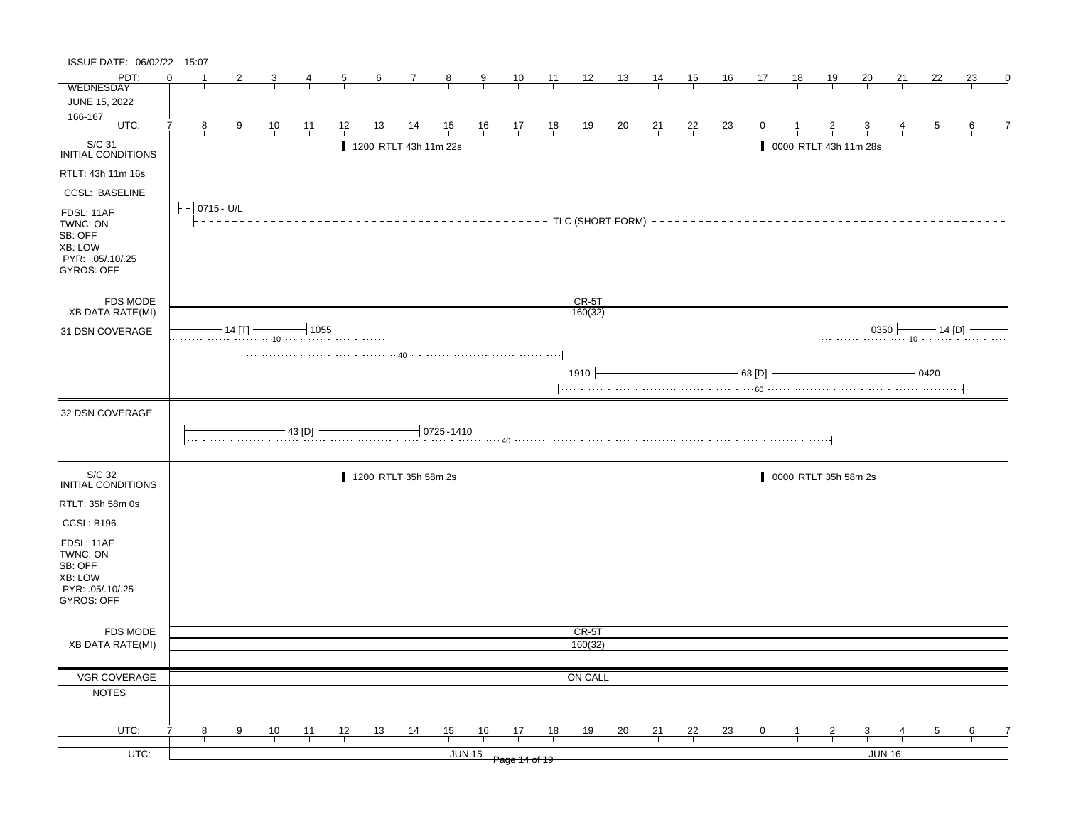ISSUE DATE: 06/02/22 15:07

| PDT: | 0 | 1 | 2 | 3 | 4 | 5 | 6 | 7 | 8 | 9 | 10 | 11 | 12 | 13 | 14 | 15 | 16 | 17 | 18 | 19 | 20 | 21 | 22 | 23 | 0 |
|---|---|---|---|---|---|---|---|---|---|---|---|---|---|---|---|---|---|---|---|---|---|---|---|---|---|
| **UTC:** | 7 | 8 | 9 | 10 | 11 | 12 | 13 | 14 | 15 | 16 | 17 | 18 | 19 | 20 | 21 | 22 | 23 | 0 | 1 | 2 | 3 | 4 | 5 | 6 | 7 |

WEDNESDAY
JUNE 15, 2022
166-167

## S/C 31 INITIAL CONDITIONS

- RTLT: 43h 11m 16s
- CCSL: BASELINE
- FDSL: 11AF
- TWNC: ON
- SB: OFF
- XB: LOW
- PYR: .05/.10/.25
- GYROS: OFF

Events:
- 1200 RTLT 43h 11m 22s
- 0000 RTLT 43h 11m 28s
- 0715 - U/L
- TLC (SHORT-FORM)

| FDS MODE | CR-5T |
|---|---|
| XB DATA RATE(MI) | 160(32) |

**31 DSN COVERAGE**

- 14 [T] — 1055; 10
- 40
- 0350 — 14 [D]; 10
- 1910 — 63 [D] — 0420; 60

**32 DSN COVERAGE**

- 43 [D] — 0725-1410; 40

## S/C 32 INITIAL CONDITIONS

- RTLT: 35h 58m 0s
- CCSL: B196
- FDSL: 11AF
- TWNC: ON
- SB: OFF
- XB: LOW
- PYR: .05/.10/.25
- GYROS: OFF

Events:
- 1200 RTLT 35h 58m 2s
- 0000 RTLT 35h 58m 2s

| FDS MODE | CR-5T |
|---|---|
| XB DATA RATE(MI) | 160(32) |

| VGR COVERAGE | ON CALL |
|---|---|
| NOTES | |

| UTC: | JUN 15 | JUN 16 |
|---|---|---|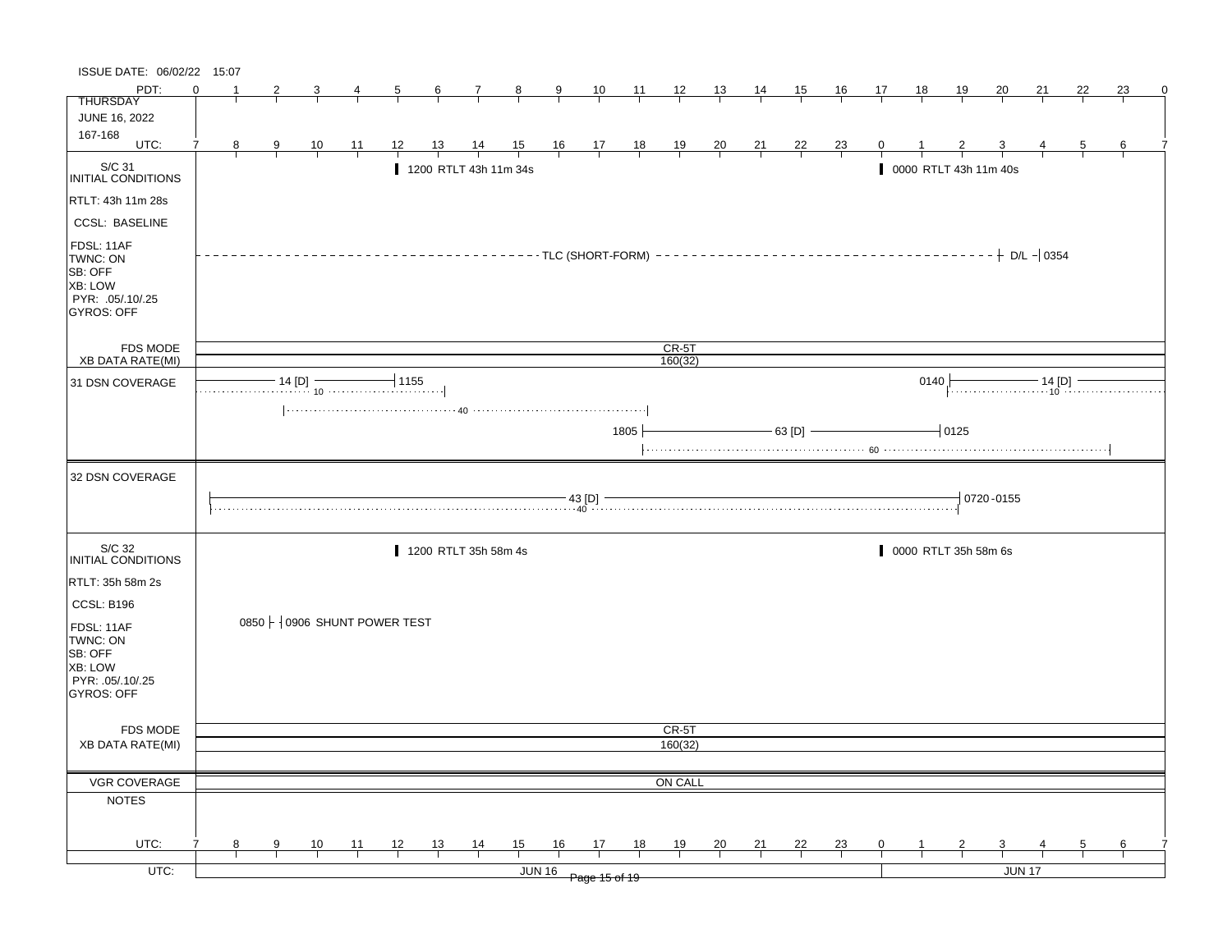ISSUE DATE: 06/02/22 15:07

| PDT: | 0 | 1 | 2 | 3 | 4 | 5 | 6 | 7 | 8 | 9 | 10 | 11 | 12 | 13 | 14 | 15 | 16 | 17 | 18 | 19 | 20 | 21 | 22 | 23 | 0 |
|---|---|---|---|---|---|---|---|---|---|---|---|---|---|---|---|---|---|---|---|---|---|---|---|---|---|
| THURSDAY JUNE 16, 2022 167-168 UTC: | 7 | 8 | 9 | 10 | 11 | 12 | 13 | 14 | 15 | 16 | 17 | 18 | 19 | 20 | 21 | 22 | 23 | 0 | 1 | 2 | 3 | 4 | 5 | 6 | 7 |

**S/C 31 INITIAL CONDITIONS**

RTLT: 43h 11m 28s
CCSL: BASELINE
FDSL: 11AF
TWNC: ON
SB: OFF
XB: LOW
PYR: .05/.10/.25
GYROS: OFF

- 1200 RTLT 43h 11m 34s
- 0000 RTLT 43h 11m 40s
- TLC (SHORT-FORM) — D/L — 0354

FDS MODE: CR-5T
XB DATA RATE(MI): 160(32)

**31 DSN COVERAGE**

- 14 [D] — 1155 (10)
- 40
- 1805 — 63 [D] — 0125 (60)
- 0140 — 14 [D] (10)

**32 DSN COVERAGE**

- 43 [D] (40) 0720-0155

**S/C 32 INITIAL CONDITIONS**

RTLT: 35h 58m 2s
CCSL: B196
FDSL: 11AF
TWNC: ON
SB: OFF
XB: LOW
PYR: .05/.10/.25
GYROS: OFF

- 1200 RTLT 35h 58m 4s
- 0000 RTLT 35h 58m 6s
- 0850 — 0906 SHUNT POWER TEST

FDS MODE: CR-5T
XB DATA RATE(MI): 160(32)

VGR COVERAGE: ON CALL

NOTES

| UTC: | 7 | 8 | 9 | 10 | 11 | 12 | 13 | 14 | 15 | 16 | 17 | 18 | 19 | 20 | 21 | 22 | 23 | 0 | 1 | 2 | 3 | 4 | 5 | 6 | 7 |
|---|---|---|---|---|---|---|---|---|---|---|---|---|---|---|---|---|---|---|---|---|---|---|---|---|---|

UTC: JUN 16 | JUN 17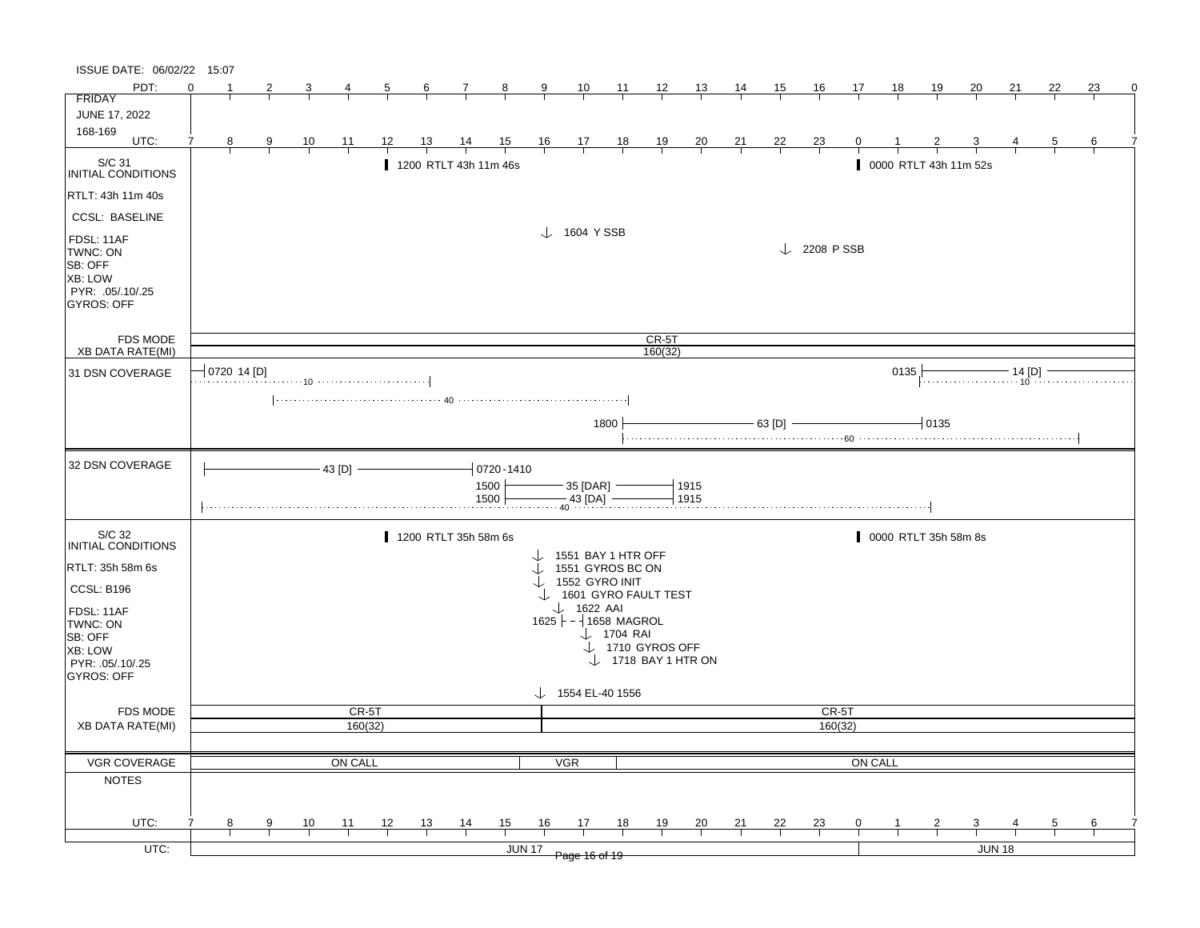ISSUE DATE: 06/02/22 15:07

| PDT: | 0 | 1 | 2 | 3 | 4 | 5 | 6 | 7 | 8 | 9 | 10 | 11 | 12 | 13 | 14 | 15 | 16 | 17 | 18 | 19 | 20 | 21 | 22 | 23 | 0 |
|---|---|---|---|---|---|---|---|---|---|---|---|---|---|---|---|---|---|---|---|---|---|---|---|---|---|
| FRIDAY JUNE 17, 2022 168-169 UTC: | 7 | 8 | 9 | 10 | 11 | 12 | 13 | 14 | 15 | 16 | 17 | 18 | 19 | 20 | 21 | 22 | 23 | 0 | 1 | 2 | 3 | 4 | 5 | 6 | 7 |

## S/C 31 INITIAL CONDITIONS

RTLT: 43h 11m 40s
CCSL: BASELINE
FDSL: 11AF
TWNC: ON
SB: OFF
XB: LOW
PYR: .05/.10/.25
GYROS: OFF

- 1200 RTLT 43h 11m 46s
- 0000 RTLT 43h 11m 52s
- 1604 Y SSB
- 2208 P SSB

FDS MODE: CR-5T
XB DATA RATE(MI): 160(32)

## 31 DSN COVERAGE

- 0720 14 [D] (10)
- (40)
- 0135 14 [D] (10)
- 1800 63 [D] 0135 (60)

## 32 DSN COVERAGE

- 43 [D] 0720-1410
- 1500 35 [DAR] 1915
- 1500 43 [DA] 1915
- (40)

## S/C 32 INITIAL CONDITIONS

RTLT: 35h 58m 6s
CCSL: B196
FDSL: 11AF
TWNC: ON
SB: OFF
XB: LOW
PYR: .05/.10/.25
GYROS: OFF

- 1200 RTLT 35h 58m 6s
- 0000 RTLT 35h 58m 8s
- 1551 BAY 1 HTR OFF
- 1551 GYROS BC ON
- 1552 GYRO INIT
- 1601 GYRO FAULT TEST
- 1622 AAI
- 1625 - 1658 MAGROL
- 1704 RAI
- 1710 GYROS OFF
- 1718 BAY 1 HTR ON
- 1554 EL-40 1556

FDS MODE: CR-5T | CR-5T
XB DATA RATE(MI): 160(32) | 160(32)

## VGR COVERAGE

ON CALL | VGR | ON CALL

## NOTES

| UTC: | 7 | 8 | 9 | 10 | 11 | 12 | 13 | 14 | 15 | 16 | 17 | 18 | 19 | 20 | 21 | 22 | 23 | 0 | 1 | 2 | 3 | 4 | 5 | 6 | 7 |
|---|---|---|---|---|---|---|---|---|---|---|---|---|---|---|---|---|---|---|---|---|---|---|---|---|---|

UTC: JUN 17 | JUN 18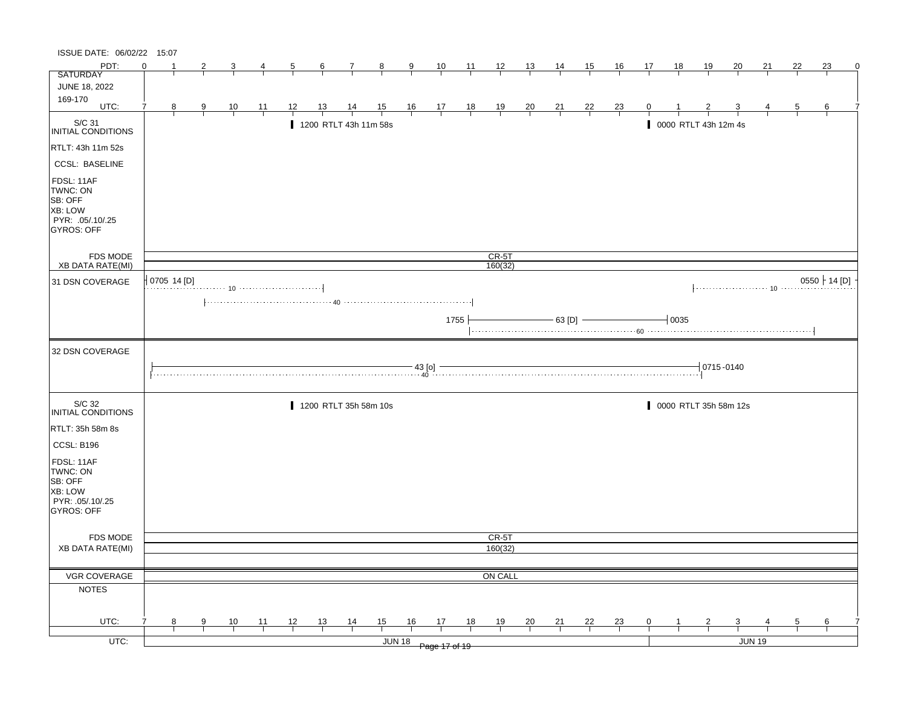ISSUE DATE: 06/02/22 15:07

| PDT: | 0 | 1 | 2 | 3 | 4 | 5 | 6 | 7 | 8 | 9 | 10 | 11 | 12 | 13 | 14 | 15 | 16 | 17 | 18 | 19 | 20 | 21 | 22 | 23 | 0 |
|---|---|---|---|---|---|---|---|---|---|---|---|---|---|---|---|---|---|---|---|---|---|---|---|---|---|
| SATURDAY | | | | | | | | | | | | | | | | | | | | | | | | | |
| JUNE 18, 2022 | | | | | | | | | | | | | | | | | | | | | | | | | |
| 169-170 | | | | | | | | | | | | | | | | | | | | | | | | | |
| UTC: | 7 | 8 | 9 | 10 | 11 | 12 | 13 | 14 | 15 | 16 | 17 | 18 | 19 | 20 | 21 | 22 | 23 | 0 | 1 | 2 | 3 | 4 | 5 | 6 | 7 |

**S/C 31 INITIAL CONDITIONS**

- RTLT: 43h 11m 52s
- CCSL: BASELINE
- FDSL: 11AF
- TWNC: ON
- SB: OFF
- XB: LOW
- PYR: .05/.10/.25
- GYROS: OFF

1200 RTLT 43h 11m 58s

0000 RTLT 43h 12m 4s

FDS MODE: CR-5T

XB DATA RATE(MI): 160(32)

**31 DSN COVERAGE**

- 0705 14 [D] ··· 10 ···
- ··· 40 ···
- 1755 — 63 [D] — 0035
- ··· 60 ···
- ··· 10 ··· 0550 14 [D]

**32 DSN COVERAGE**

- — 43 [o] — 0715-0140
- ··· 40 ···

**S/C 32 INITIAL CONDITIONS**

- RTLT: 35h 58m 8s
- CCSL: B196
- FDSL: 11AF
- TWNC: ON
- SB: OFF
- XB: LOW
- PYR: .05/.10/.25
- GYROS: OFF

1200 RTLT 35h 58m 10s

0000 RTLT 35h 58m 12s

FDS MODE: CR-5T

XB DATA RATE(MI): 160(32)

VGR COVERAGE: ON CALL

NOTES

| UTC: | 7 | 8 | 9 | 10 | 11 | 12 | 13 | 14 | 15 | 16 | 17 | 18 | 19 | 20 | 21 | 22 | 23 | 0 | 1 | 2 | 3 | 4 | 5 | 6 | 7 |
|---|---|---|---|---|---|---|---|---|---|---|---|---|---|---|---|---|---|---|---|---|---|---|---|---|---|
| UTC: | JUN 18 | | | | | | | | | | | | | | | | | JUN 19 | | | | | | | |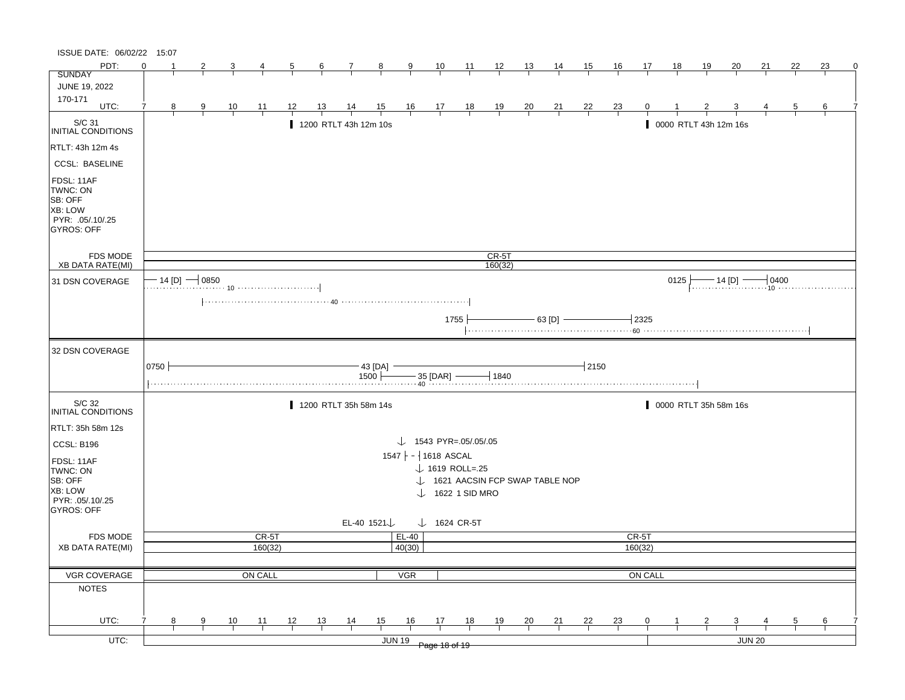ISSUE DATE: 06/02/22 15:07

**SUNDAY JUNE 19, 2022 170-171**

| PDT: | 0 | 1 | 2 | 3 | 4 | 5 | 6 | 7 | 8 | 9 | 10 | 11 | 12 | 13 | 14 | 15 | 16 | 17 | 18 | 19 | 20 | 21 | 22 | 23 | 0 |
|---|---|---|---|---|---|---|---|---|---|---|---|---|---|---|---|---|---|---|---|---|---|---|---|---|---|
| UTC: | 7 | 8 | 9 | 10 | 11 | 12 | 13 | 14 | 15 | 16 | 17 | 18 | 19 | 20 | 21 | 22 | 23 | 0 | 1 | 2 | 3 | 4 | 5 | 6 | 7 |

## S/C 31 INITIAL CONDITIONS

- RTLT: 43h 12m 4s
- CCSL: BASELINE
- FDSL: 11AF
- TWNC: ON
- SB: OFF
- XB: LOW
- PYR: .05/.10/.25
- GYROS: OFF

Events:
- 1200 RTLT 43h 12m 10s
- 0000 RTLT 43h 12m 16s

FDS MODE: CR-5T
XB DATA RATE(MI): 160(32)

## 31 DSN COVERAGE

- 14 [D] — 0850 (10)
- 40
- 1755 — 63 [D] — 2325 (60)
- 0125 — 14 [D] — 0400 (10)

## 32 DSN COVERAGE

- 0750 — 43 [DA] — 2150
- 1500 — 35 [DAR] — 1840 (40)

## S/C 32 INITIAL CONDITIONS

- RTLT: 35h 58m 12s
- CCSL: B196
- FDSL: 11AF
- TWNC: ON
- SB: OFF
- XB: LOW
- PYR: .05/.10/.25
- GYROS: OFF

Events:
- 1200 RTLT 35h 58m 14s
- EL-40 1521
- 1543 PYR=.05/.05/.05
- 1547 - 1618 ASCAL
- 1619 ROLL=.25
- 1621 AACSIN FCP SWAP TABLE NOP
- 1622 1 SID MRO
- 1624 CR-5T
- 0000 RTLT 35h 58m 16s

FDS MODE: CR-5T | EL-40 | CR-5T
XB DATA RATE(MI): 160(32) | 40(30) | 160(32)

VGR COVERAGE: ON CALL | VGR | ON CALL

NOTES

UTC: JUN 19 | JUN 20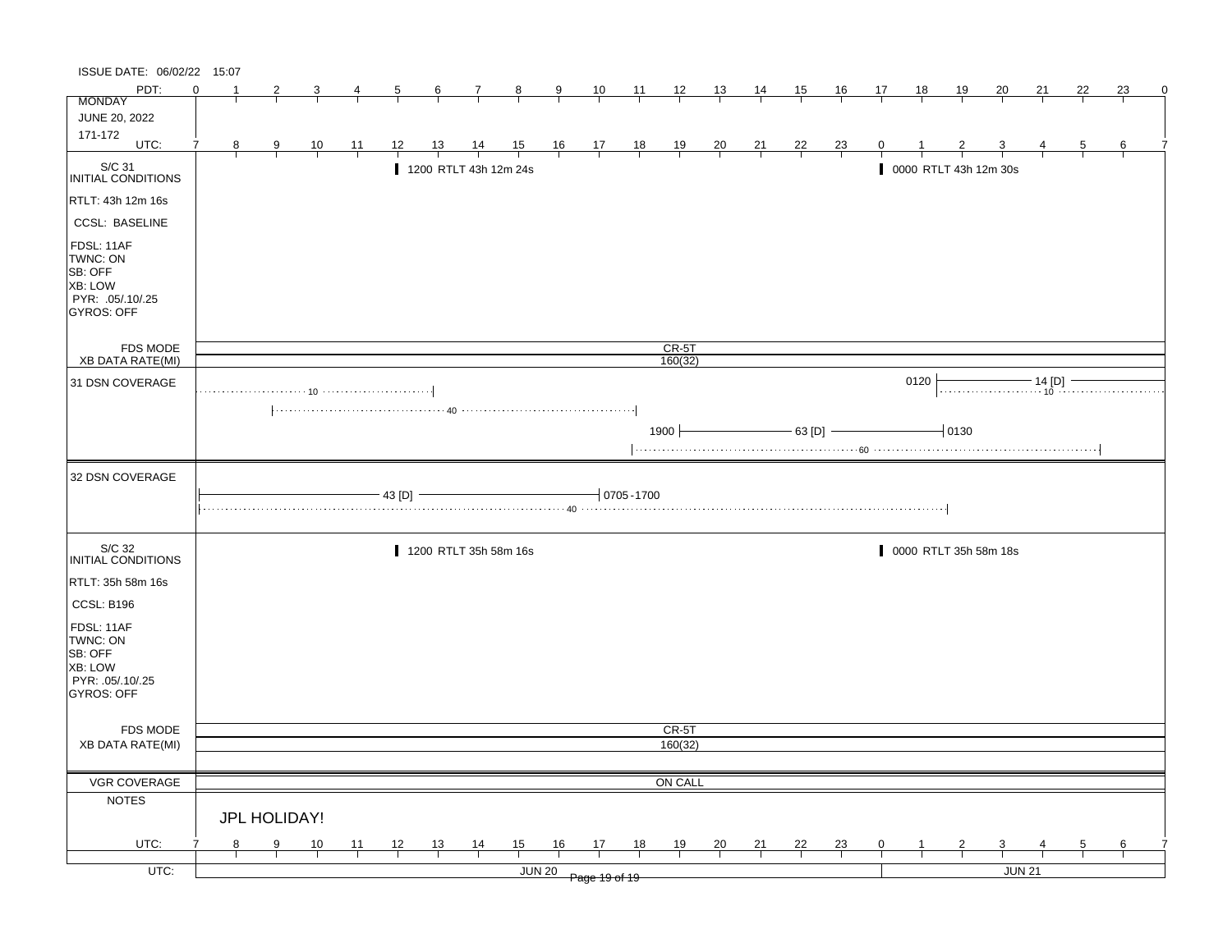ISSUE DATE: 06/02/22 15:07

PDT: 0 1 2 3 4 5 6 7 8 9 10 11 12 13 14 15 16 17 18 19 20 21 22 23 0

MONDAY

JUNE 20, 2022

171-172

UTC: 7 8 9 10 11 12 13 14 15 16 17 18 19 20 21 22 23 0 1 2 3 4 5 6 7

S/C 31
INITIAL CONDITIONS

RTLT: 43h 12m 16s

CCSL: BASELINE

FDSL: 11AF
TWNC: ON
SB: OFF
XB: LOW
PYR: .05/.10/.25
GYROS: OFF

1200 RTLT 43h 12m 24s

0000 RTLT 43h 12m 30s

FDS MODE: CR-5T

XB DATA RATE(MI): 160(32)

31 DSN COVERAGE

10

40

0120 14 [D]

10

1900 63 [D] 0130

60

32 DSN COVERAGE

43 [D] 0705-1700

40

S/C 32
INITIAL CONDITIONS

RTLT: 35h 58m 16s

CCSL: B196

FDSL: 11AF
TWNC: ON
SB: OFF
XB: LOW
PYR: .05/.10/.25
GYROS: OFF

1200 RTLT 35h 58m 16s

0000 RTLT 35h 58m 18s

FDS MODE: CR-5T

XB DATA RATE(MI): 160(32)

VGR COVERAGE: ON CALL

NOTES

JPL HOLIDAY!

UTC: 7 8 9 10 11 12 13 14 15 16 17 18 19 20 21 22 23 0 1 2 3 4 5 6 7

UTC: JUN 20 JUN 21